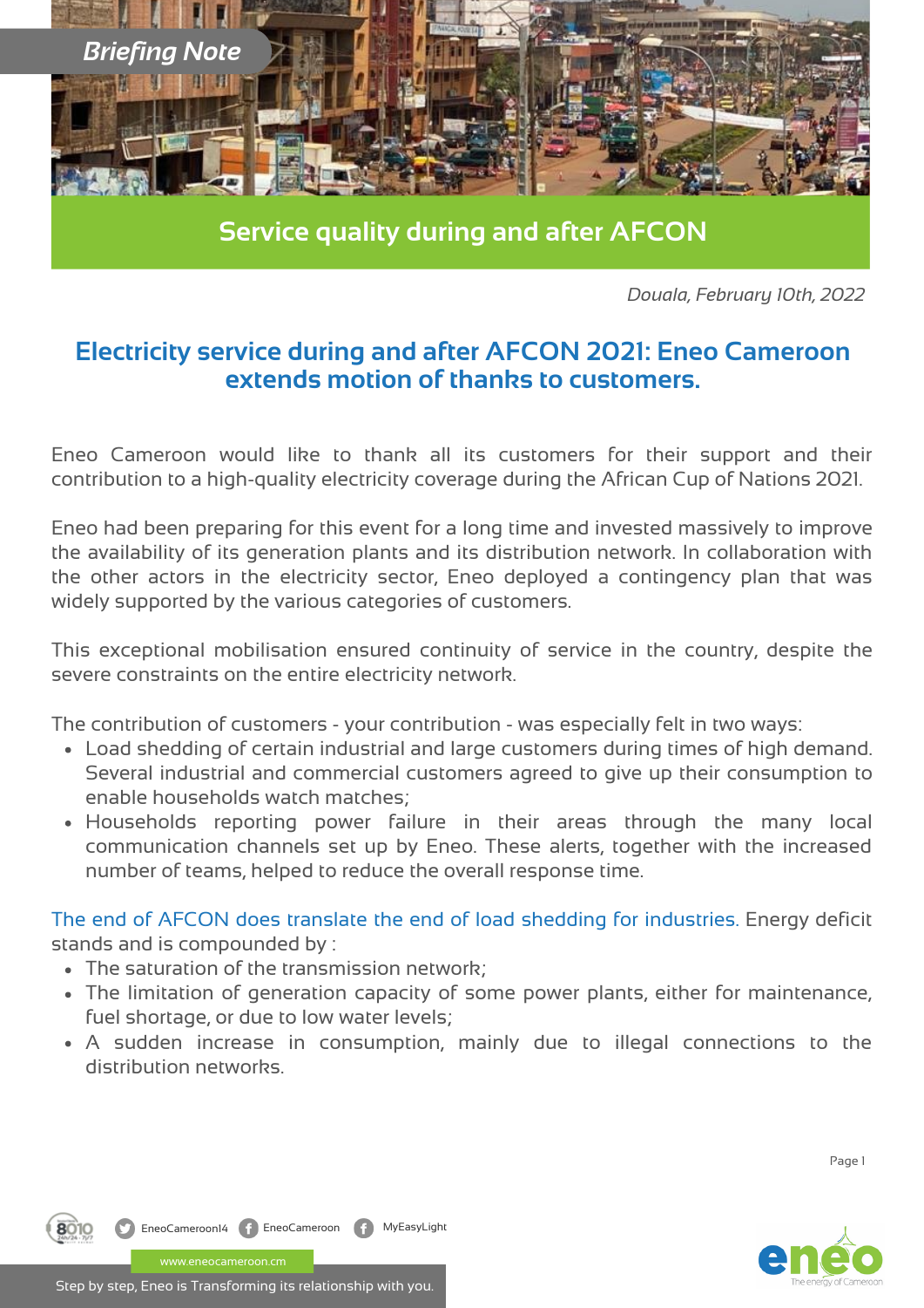Briefing Note

## Service quality during and after AFCON

*Douala, February 10th, 2022*

# Electricity service during and after AFCON 2021: Eneo Cameroon extends motion of thanks to customers.

Eneo Cameroon would like to thank all its customers for their support and their contribution to a high-quality electricity coverage during the African Cup of Nations 2021.

Eneo had been preparing for this event for a long time and invested massively to improve the availability of its generation plants and its distribution network. In collaboration with the other actors in the electricity sector, Eneo deployed a contingency plan that was widely supported by the various categories of customers.

This exceptional mobilisation ensured continuity of service in the country, despite the severe constraints on the entire electricity network.

The contribution of customers - your contribution - was especially felt in two ways:

- Load shedding of certain industrial and large customers during times of high demand. Several industrial and commercial customers agreed to give up their consumption to enable households watch matches;
- Households reporting power failure in their areas through the many local communication channels set up by Eneo. These alerts, together with the increased number of teams, helped to reduce the overall response time.

The end of AFCON does translate the end of load shedding for industries. Energy deficit stands and is compounded by :

- The saturation of the transmission network;
- The limitation of generation capacity of some power plants, either for maintenance, fuel shortage, or due to low water levels;
- A sudden increase in consumption, mainly due to illegal connections to the distribution networks.

8010 EneoCameroon14 EneoCameroon MyEasyLight

www.eneocameroon.cm

Step by step, Eneo is Transforming its relationship with you.

eneo The energy of Cameroon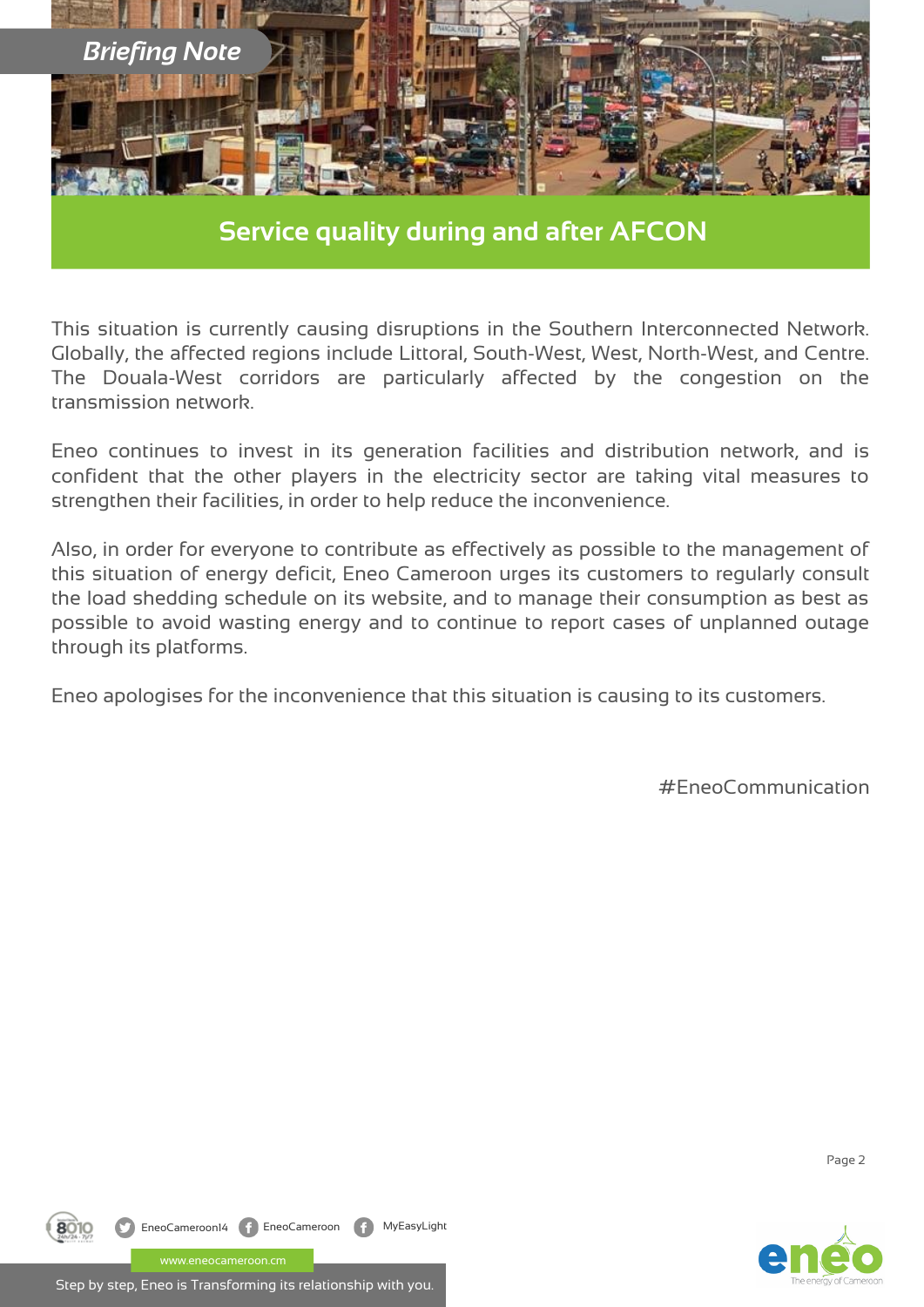*Briefing Note*

## Service quality during and after AFCON

This situation is currently causing disruptions in the Southern Interconnected Network. Globally, the affected regions include Littoral, South-West, West, North-West, and Centre. The Douala-West corridors are particularly affected by the congestion on the transmission network.

Eneo continues to invest in its generation facilities and distribution network, and is confident that the other players in the electricity sector are taking vital measures to strengthen their facilities, in order to help reduce the inconvenience.

Also, in order for everyone to contribute as effectively as possible to the management of this situation of energy deficit, Eneo Cameroon urges its customers to regularly consult the load shedding schedule on its website, and to manage their consumption as best as possible to avoid wasting energy and to continue to report cases of unplanned outage through its platforms.

Eneo apologises for the inconvenience that this situation is causing to its customers.

#EneoCommunication

8010 EneoCameroon14 EneoCameroon MyEasyLight

www.eneocameroon.cm

Step by step, Eneo is Transforming its relationship with you.

eneo The energy of Cameroon